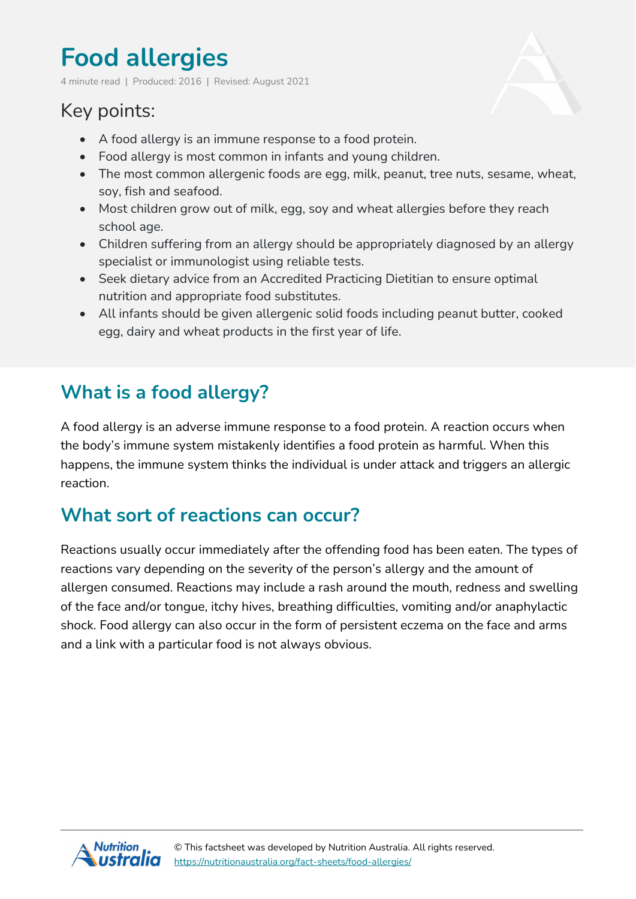# Food allergies

4 minute read | Produced: 2016 | Revised: August 2021

## Key points:

- A food allergy is an immune response to a food protein.
- Food allergy is most common in infants and young children.
- The most common allergenic foods are egg, milk, peanut, tree nuts, sesame, wheat, soy, fish and seafood.
- Most children grow out of milk, egg, soy and wheat allergies before they reach school age.
- Children suffering from an allergy should be appropriately diagnosed by an allergy specialist or immunologist using reliable tests.
- Seek dietary advice from an Accredited Practicing Dietitian to ensure optimal nutrition and appropriate food substitutes.
- All infants should be given allergenic solid foods including peanut butter, cooked egg, dairy and wheat products in the first year of life.

## What is a food allergy?

A food allergy is an adverse immune response to a food protein. A reaction occurs when the body's immune system mistakenly identifies a food protein as harmful. When this happens, the immune system thinks the individual is under attack and triggers an allergic reaction.

## What sort of reactions can occur?

Reactions usually occur immediately after the offending food has been eaten. The types of reactions vary depending on the severity of the person's allergy and the amount of allergen consumed. Reactions may include a rash around the mouth, redness and swelling of the face and/or tongue, itchy hives, breathing difficulties, vomiting and/or anaphylactic shock. Food allergy can also occur in the form of persistent eczema on the face and arms and a link with a particular food is not always obvious.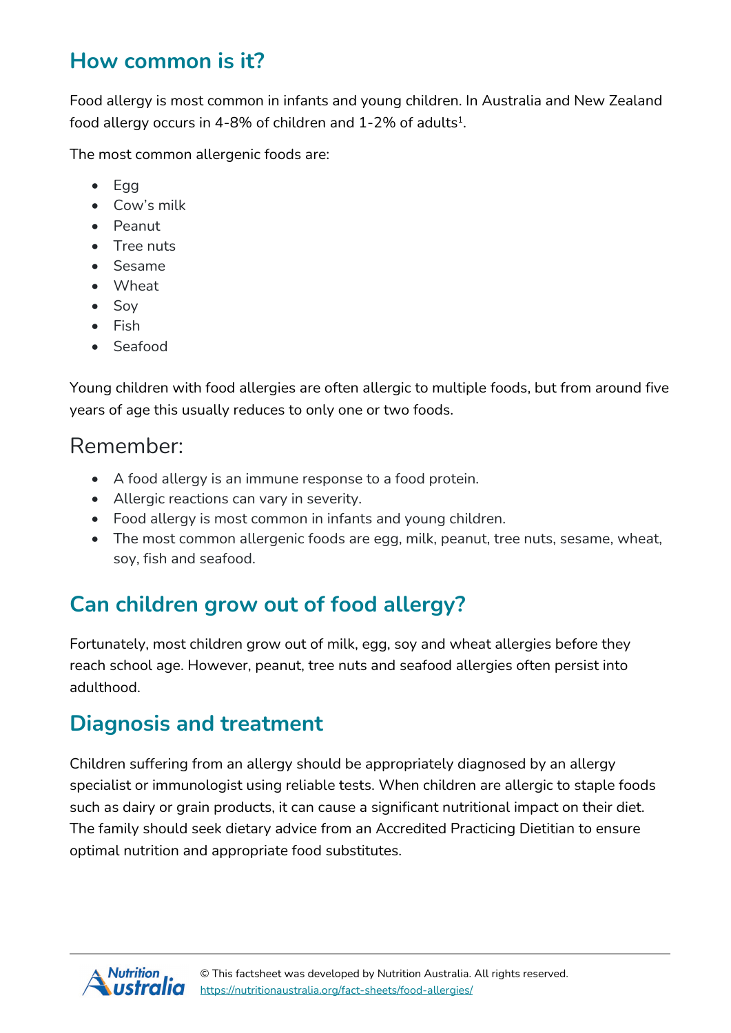## How common is it?

Food allergy is most common in infants and young children. In Australia and New Zealand food allergy occurs in 4-8% of children and 1-2% of adults[1].

The most common allergenic foods are:

- Egg
- Cow's milk
- Peanut
- Tree nuts
- Sesame
- Wheat
- Soy
- Fish
- Seafood

Young children with food allergies are often allergic to multiple foods, but from around five years of age this usually reduces to only one or two foods.

### Remember:

- A food allergy is an immune response to a food protein.
- Allergic reactions can vary in severity.
- Food allergy is most common in infants and young children.
- The most common allergenic foods are egg, milk, peanut, tree nuts, sesame, wheat, soy, fish and seafood.

## Can children grow out of food allergy?

Fortunately, most children grow out of milk, egg, soy and wheat allergies before they reach school age. However, peanut, tree nuts and seafood allergies often persist into adulthood.

## Diagnosis and treatment

Children suffering from an allergy should be appropriately diagnosed by an allergy specialist or immunologist using reliable tests. When children are allergic to staple foods such as dairy or grain products, it can cause a significant nutritional impact on their diet. The family should seek dietary advice from an Accredited Practicing Dietitian to ensure optimal nutrition and appropriate food substitutes.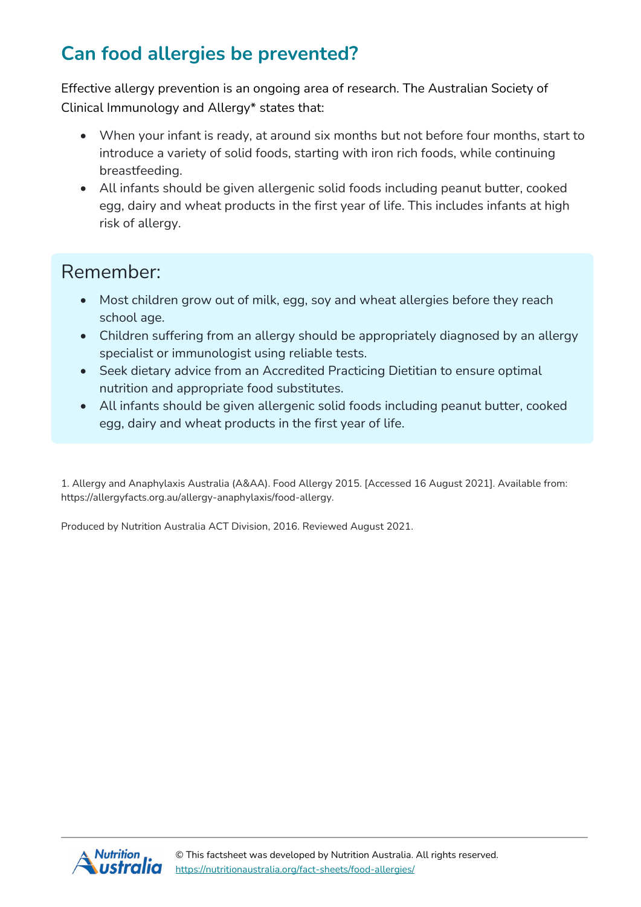## Can food allergies be prevented?

Effective allergy prevention is an ongoing area of research. The Australian Society of Clinical Immunology and Allergy* states that:

- When your infant is ready, at around six months but not before four months, start to introduce a variety of solid foods, starting with iron rich foods, while continuing breastfeeding.
- All infants should be given allergenic solid foods including peanut butter, cooked egg, dairy and wheat products in the first year of life. This includes infants at high risk of allergy.

### Remember:

- Most children grow out of milk, egg, soy and wheat allergies before they reach school age.
- Children suffering from an allergy should be appropriately diagnosed by an allergy specialist or immunologist using reliable tests.
- Seek dietary advice from an Accredited Practicing Dietitian to ensure optimal nutrition and appropriate food substitutes.
- All infants should be given allergenic solid foods including peanut butter, cooked egg, dairy and wheat products in the first year of life.

1. Allergy and Anaphylaxis Australia (A&AA). Food Allergy 2015. [Accessed 16 August 2021]. Available from: https://allergyfacts.org.au/allergy-anaphylaxis/food-allergy.

Produced by Nutrition Australia ACT Division, 2016. Reviewed August 2021.

© This factsheet was developed by Nutrition Australia. All rights reserved. https://nutritionaustralia.org/fact-sheets/food-allergies/